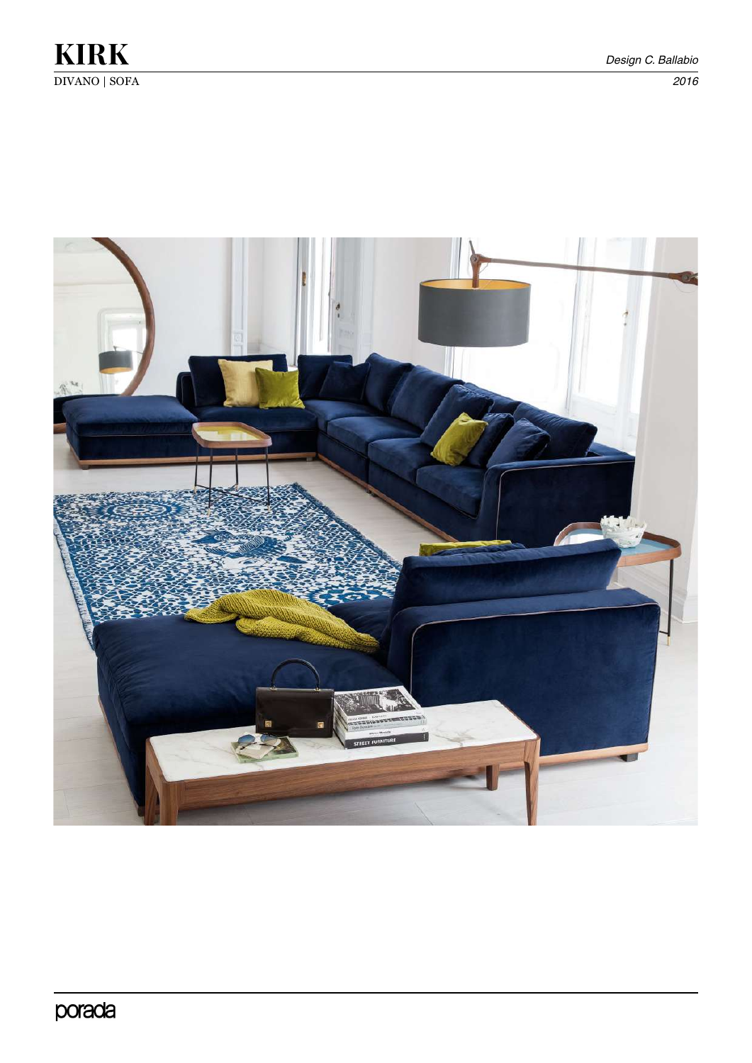# KIRK

DIVANO | SOFA

*Design C. Ballabio*

*2016*

porada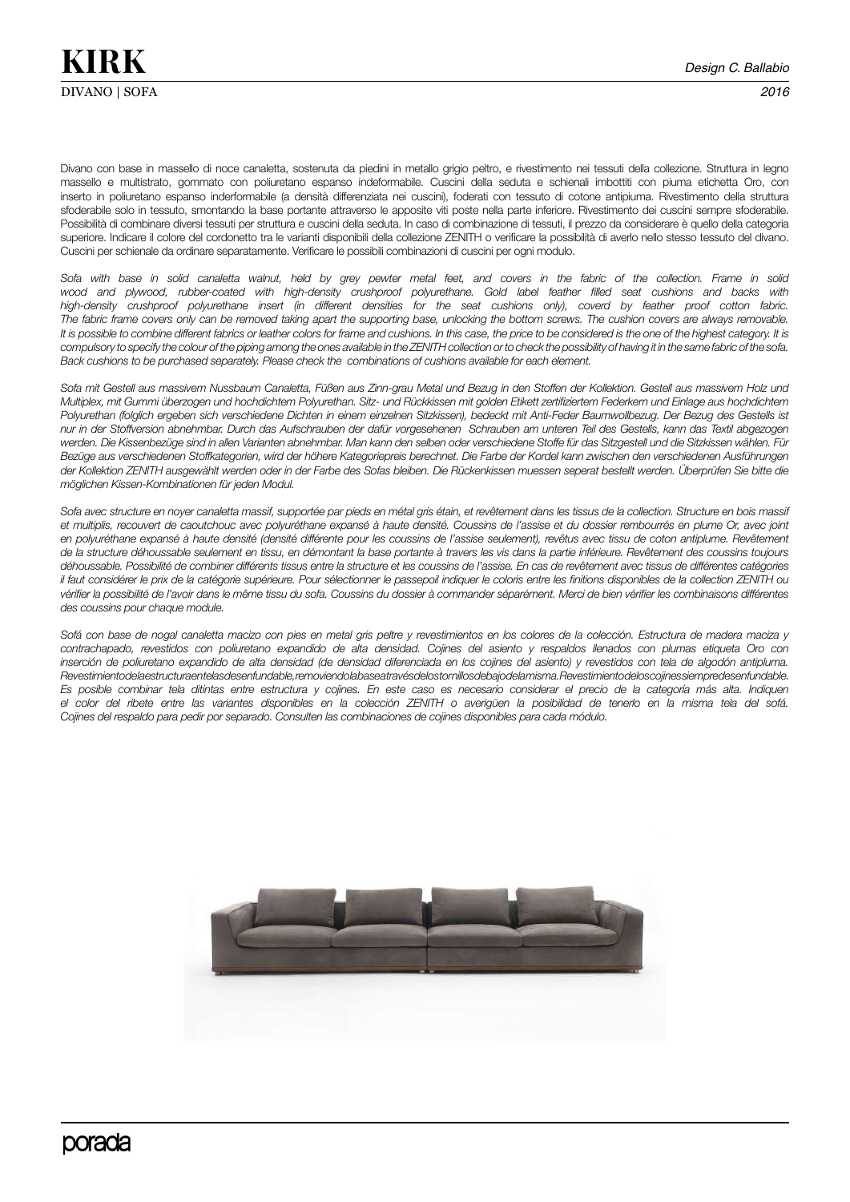# KIRK

DIVANO | SOFA

*Design C. Ballabio*

*2016*

Divano con base in massello di noce canaletta, sostenuta da piedini in metallo grigio peltro, e rivestimento nei tessuti della collezione. Struttura in legno massello e multistrato, gommato con poliuretano espanso indeformabile. Cuscini della seduta e schienali imbottiti con piuma etichetta Oro, con inserto in poliuretano espanso inderformabile (a densità differenziata nei cuscini), foderati con tessuto di cotone antipiuma. Rivestimento della struttura sfoderabile solo in tessuto, smontando la base portante attraverso le apposite viti poste nella parte inferiore. Rivestimento dei cuscini sempre sfoderabile. Possibilità di combinare diversi tessuti per struttura e cuscini della seduta. In caso di combinazione di tessuti, il prezzo da considerare è quello della categoria superiore. Indicare il colore del cordonetto tra le varianti disponibili della collezione ZENITH o verificare la possibilità di averlo nello stesso tessuto del divano. Cuscini per schienale da ordinare separatamente. Verificare le possibili combinazioni di cuscini per ogni modulo.

*Sofa with base in solid canaletta walnut, held by grey pewter metal feet, and covers in the fabric of the collection. Frame in solid wood and plywood, rubber-coated with high-density crushproof polyurethane. Gold label feather filled seat cushions and backs with high-density crushproof polyurethane insert (in different densities for the seat cushions only), coverd by feather proof cotton fabric. The fabric frame covers only can be removed taking apart the supporting base, unlocking the bottom screws. The cushion covers are always removable. It is possible to combine different fabrics or leather colors for frame and cushions. In this case, the price to be considered is the one of the highest category. It is compulsory to specify the colour of the piping among the ones available in the ZENITH collection or to check the possibility of having it in the same fabric of the sofa. Back cushions to be purchased separately. Please check the combinations of cushions available for each element.*

*Sofa mit Gestell aus massivem Nussbaum Canaletta, Füßen aus Zinn-grau Metal und Bezug in den Stoffen der Kollektion. Gestell aus massivem Holz und Multiplex, mit Gummi überzogen und hochdichtem Polyurethan. Sitz- und Rückkissen mit golden Etikett zertifiziertem Federkern und Einlage aus hochdichtem Polyurethan (folglich ergeben sich verschiedene Dichten in einem einzelnen Sitzkissen), bedeckt mit Anti-Feder Baumwollbezug. Der Bezug des Gestells ist nur in der Stoffversion abnehmbar. Durch das Aufschrauben der dafür vorgesehenen Schrauben am unteren Teil des Gestells, kann das Textil abgezogen werden. Die Kissenbezüge sind in allen Varianten abnehmbar. Man kann den selben oder verschiedene Stoffe für das Sitzgestell und die Sitzkissen wählen. Für Bezüge aus verschiedenen Stoffkategorien, wird der höhere Kategoriepreis berechnet. Die Farbe der Kordel kann zwischen den verschiedenen Ausführungen der Kollektion ZENITH ausgewählt werden oder in der Farbe des Sofas bleiben. Die Rückenkissen muessen seperat bestellt werden. Überprüfen Sie bitte die möglichen Kissen-Kombinationen für jeden Modul.*

*Sofa avec structure en noyer canaletta massif, supportée par pieds en métal gris étain, et revêtement dans les tissus de la collection. Structure en bois massif et multiplis, recouvert de caoutchouc avec polyuréthane expansé à haute densité. Coussins de l'assise et du dossier rembourrés en plume Or, avec joint en polyuréthane expansé à haute densité (densité différente pour les coussins de l'assise seulement), revêtus avec tissu de coton antiplume. Revêtement de la structure déhoussable seulement en tissu, en démontant la base portante à travers les vis dans la partie inférieure. Revêtement des coussins toujours déhoussable. Possibilité de combiner différents tissus entre la structure et les coussins de l'assise. En cas de revêtement avec tissus de différentes catégories il faut considérer le prix de la catégorie supérieure. Pour sélectionner le passepoil indiquer le coloris entre les finitions disponibles de la collection ZENITH ou vérifier la possibilité de l'avoir dans le même tissu du sofa. Coussins du dossier à commander séparément. Merci de bien vérifier les combinaisons différentes des coussins pour chaque module.*

*Sofá con base de nogal canaletta macizo con pies en metal gris peltre y revestimientos en los colores de la colección. Estructura de madera maciza y contrachapado, revestidos con poliuretano expandido de alta densidad. Cojines del asiento y respaldos llenados con plumas etiqueta Oro con inserción de poliuretano expandido de alta densidad (de densidad diferenciada en los cojines del asiento) y revestidos con tela de algodón antipluma. Revestimientodelaestructuraentelasdesenfundable,removiendolabaseatravésdelostornillosdebajodelamisma.Revestimientodeloscojinessiempredesenfundable. Es posible combinar tela ditintas entre estructura y cojines. En este caso es necesario considerar el precio de la categoría más alta. Indiquen el color del ribete entre las variantes disponibles en la colección ZENITH o averigüen la posibilidad de tenerlo en la misma tela del sofá. Cojines del respaldo para pedir por separado. Consulten las combinaciones de cojines disponibles para cada módulo.*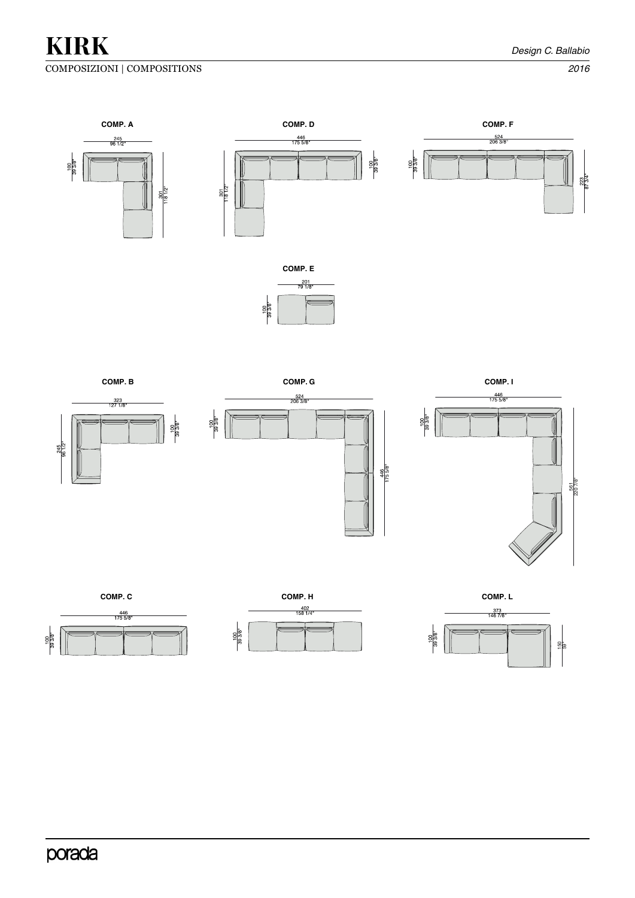# KIRK

*Design C. Ballabio*

COMPOSIZIONI | COMPOSITIONS

*2016*

**COMP. A**

245
96 1/2"

100
39 3/8"

301
118 1/2"

**COMP. D**

446
175 5/8"

100
39 3/8"

301
118 1/2"

**COMP. F**

524
206 3/8"

100
39 3/8"

223
87 3/4"

**COMP. E**

201
79 1/8"

100
39 3/8"

**COMP. B**

323
127 1/8"

100
39 3/8"

245
96 1/2"

**COMP. G**

524
206 3/8"

100
39 3/8"

446
175 5/8"

**COMP. I**

446
175 5/8"

100
39 3/8"

561
220 7/8"

**COMP. C**

446
175 5/8"

100
39 3/8"

**COMP. H**

402
158 1/4"

100
39 3/8"

**COMP. L**

373
146 7/8"

100
39 3/8"

150
59"

porada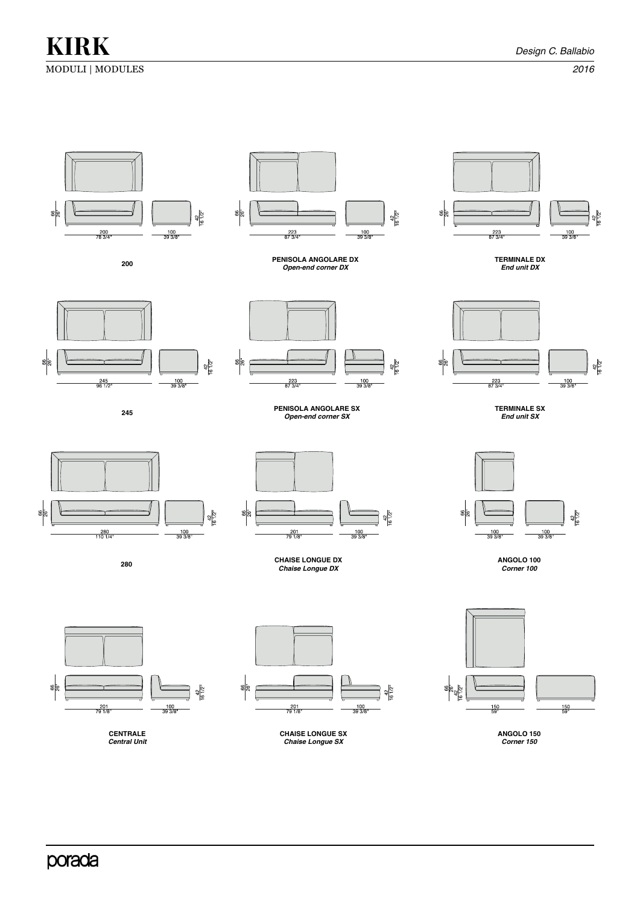# KIRK

Design C. Ballabio

MODULI | MODULES

2016

66 / 26" — 200 / 78 3/4" — 100 / 39 3/8" — 42 / 16 1/2"

**200**

66 / 26" — 223 / 87 3/4" — 100 / 39 3/8" — 42 / 16 1/2"

**PENISOLA ANGOLARE DX**
***Open-end corner DX***

66 / 26" — 223 / 87 3/4" — 100 / 39 3/8" — 42 / 16 1/2"

**TERMINALE DX**
***End unit DX***

66 / 26" — 245 / 96 1/2" — 100 / 39 3/8" — 42 / 16 1/2"

**245**

66 / 26" — 223 / 87 3/4" — 100 / 39 3/8" — 42 / 16 1/2"

**PENISOLA ANGOLARE SX**
***Open-end corner SX***

66 / 26" — 223 / 87 3/4" — 100 / 39 3/8" — 42 / 16 1/2"

**TERMINALE SX**
***End unit SX***

66 / 26" — 280 / 110 1/4" — 100 / 39 3/8" — 42 / 16 1/2"

**280**

66 / 26" — 201 / 79 1/8" — 100 / 39 3/8" — 42 / 16 1/2"

**CHAISE LONGUE DX**
***Chaise Longue DX***

66 / 26" — 100 / 39 3/8" — 100 / 39 3/8" — 42 / 16 1/2"

**ANGOLO 100**
***Corner 100***

66 / 26" — 201 / 79 1/8" — 100 / 39 3/8" — 42 / 16 1/2"

**CENTRALE**
***Central Unit***

66 / 26" — 201 / 79 1/8" — 100 / 39 3/8" — 42 / 16 1/2"

**CHAISE LONGUE SX**
***Chaise Longue SX***

66 / 26" — 42 / 16 1/2" — 150 / 59" — 150 / 59"

**ANGOLO 150**
***Corner 150***

porada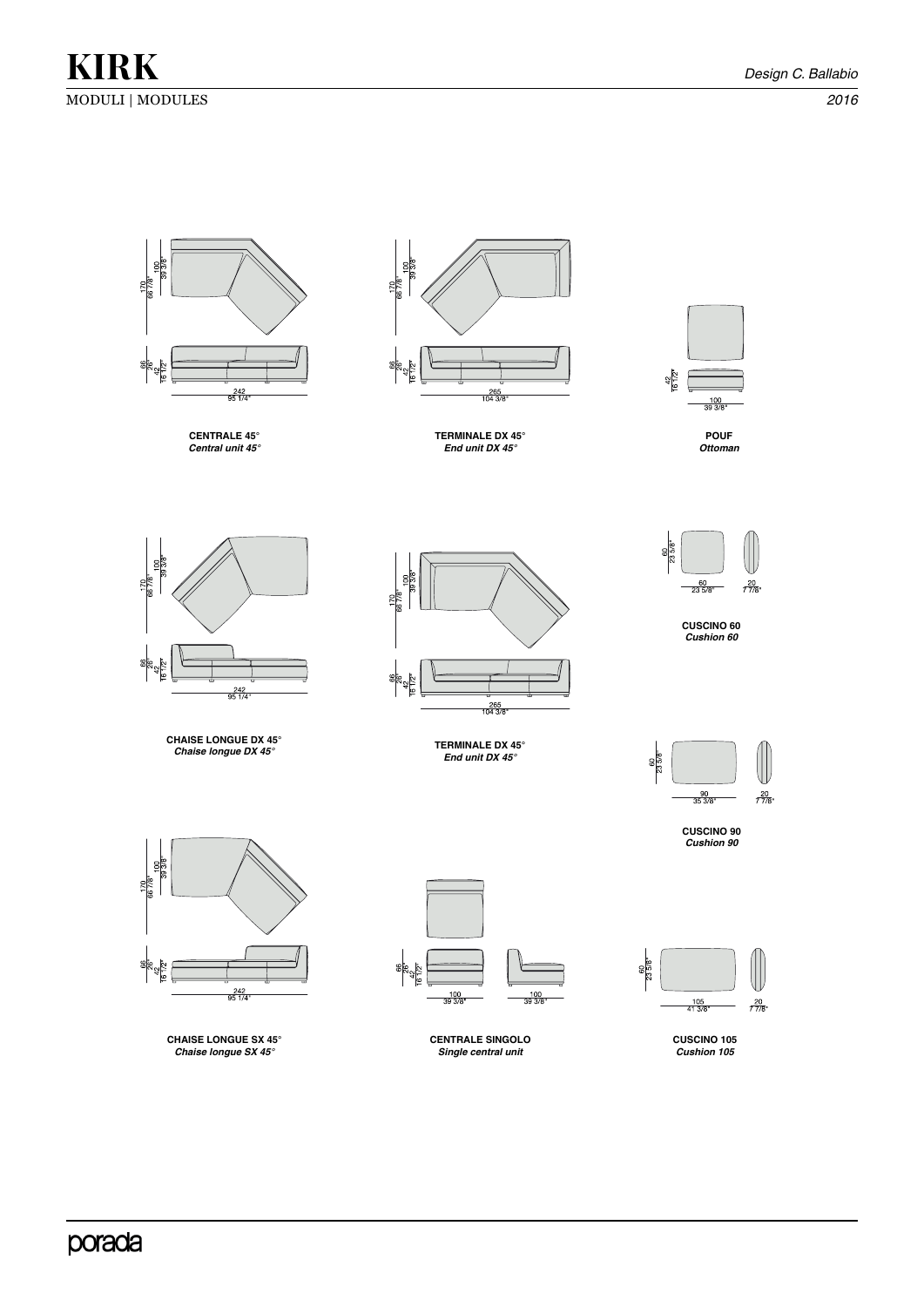# KIRK

*Design C. Ballabio*

MODULI | MODULES

*2016*

170
66 7/8"
100
39 3/8"
66
26"
42
16 1/2"
242
95 1/4"

**CENTRALE 45°**
***Central unit 45°***

170
66 7/8"
100
39 3/8"
66
26"
42
16 1/2"
265
104 3/8"

**TERMINALE DX 45°**
***End unit DX 45°***

42
16 1/2"
100
39 3/8"

**POUF**
***Ottoman***

170
66 7/8"
100
39 3/8"
66
26"
42
16 1/2"
242
95 1/4"

**CHAISE LONGUE DX 45°**
***Chaise longue DX 45°***

170
66 7/8"
100
39 3/8"
66
26"
42
16 1/2"
265
104 3/8"

**TERMINALE DX 45°**
***End unit DX 45°***

60
23 5/8"
60
23 5/8"
20
7 7/8"

**CUSCINO 60**
***Cushion 60***

60
23 5/8"
90
35 3/8"
20
7 7/8"

**CUSCINO 90**
***Cushion 90***

170
66 7/8"
100
39 3/8"
66
26"
42
16 1/2"
242
95 1/4"

**CHAISE LONGUE SX 45°**
***Chaise longue SX 45°***

66
26"
42
16 1/2"
100
39 3/8"
100
39 3/8"

**CENTRALE SINGOLO**
***Single central unit***

60
23 5/8"
105
41 3/8"
20
7 7/8"

**CUSCINO 105**
***Cushion 105***

porada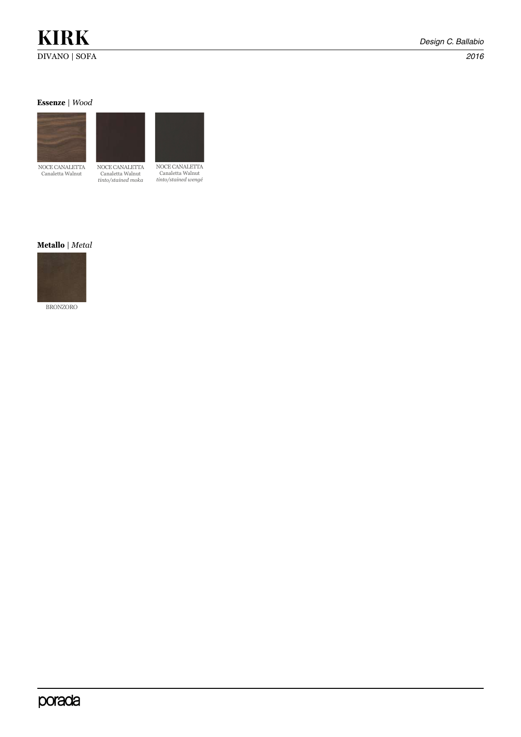# KIRK

DIVANO | SOFA

*Design C. Ballabio*

*2016*

**Essenze** | *Wood*

NOCE CANALETTA
Canaletta Walnut

NOCE CANALETTA
Canaletta Walnut
*tinto/stained moka*

NOCE CANALETTA
Canaletta Walnut
*tinto/stained wengé*

**Metallo** | *Metal*

BRONZORO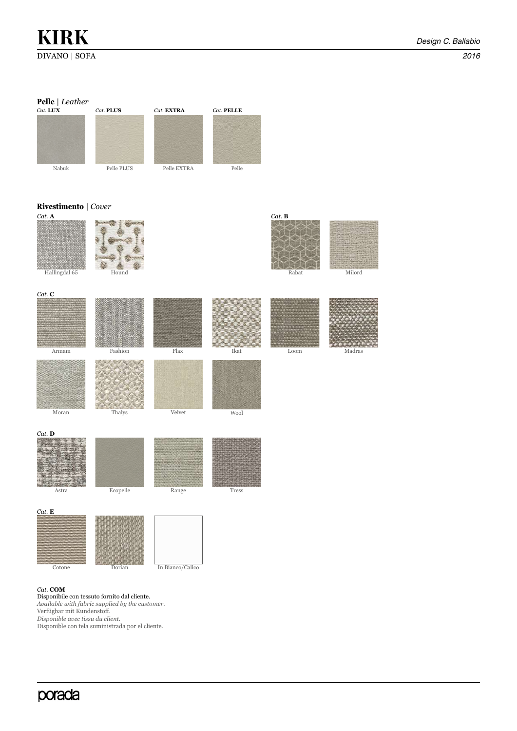# KIRK

DIVANO | SOFA

*Design C. Ballabio*

*2016*

## Pelle | *Leather*

*Cat.* **LUX**

Nabuk

*Cat.* **PLUS**

Pelle PLUS

*Cat.* **EXTRA**

Pelle EXTRA

*Cat.* **PELLE**

Pelle

## Rivestimento | *Cover*

*Cat.* **A**

Hallingdal 65

Hound

*Cat.* **B**

Rabat

Milord

*Cat.* **C**

Armam

Fashion

Flax

Ikat

Loom

Madras

Moran

Thalys

Velvet

Wool

*Cat.* **D**

Astra

Ecopelle

Range

Tress

*Cat.* **E**

Cotone

Dorian

In Bianco/Calico

*Cat.* **COM**

Disponibile con tessuto fornito dal cliente.
*Available with fabric supplied by the customer.*
Verfügbar mit Kundenstoff.
*Disponible avec tissu du client.*
Disponible con tela suministrada por el cliente.

porada